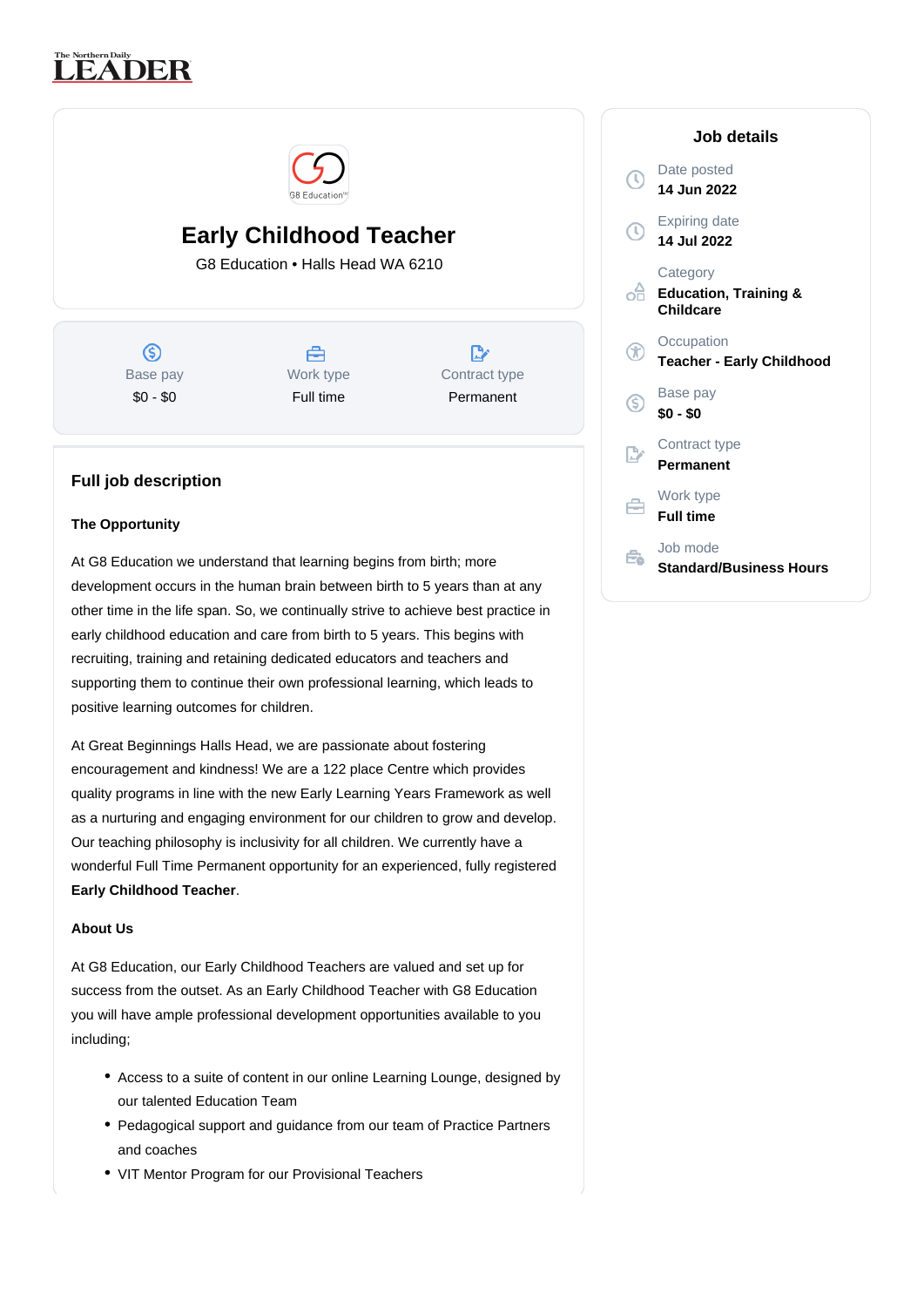# Early Childhood Teacher

G8 Education • Halls Head WA 6210

| Base pay | Work type | Contract type |
|---|---|---|
| $0 - $0 | Full time | Permanent |

## Job details

- Date posted: **14 Jun 2022**
- Expiring date: **14 Jul 2022**
- Category: **Education, Training & Childcare**
- Occupation: **Teacher - Early Childhood**
- Base pay: **$0 - $0**
- Contract type: **Permanent**
- Work type: **Full time**
- Job mode: **Standard/Business Hours**

## Full job description

**The Opportunity**

At G8 Education we understand that learning begins from birth; more development occurs in the human brain between birth to 5 years than at any other time in the life span. So, we continually strive to achieve best practice in early childhood education and care from birth to 5 years. This begins with recruiting, training and retaining dedicated educators and teachers and supporting them to continue their own professional learning, which leads to positive learning outcomes for children.

At Great Beginnings Halls Head, we are passionate about fostering encouragement and kindness! We are a 122 place Centre which provides quality programs in line with the new Early Learning Years Framework as well as a nurturing and engaging environment for our children to grow and develop. Our teaching philosophy is inclusivity for all children. We currently have a wonderful Full Time Permanent opportunity for an experienced, fully registered **Early Childhood Teacher**.

**About Us**

At G8 Education, our Early Childhood Teachers are valued and set up for success from the outset. As an Early Childhood Teacher with G8 Education you will have ample professional development opportunities available to you including;

- Access to a suite of content in our online Learning Lounge, designed by our talented Education Team
- Pedagogical support and guidance from our team of Practice Partners and coaches
- VIT Mentor Program for our Provisional Teachers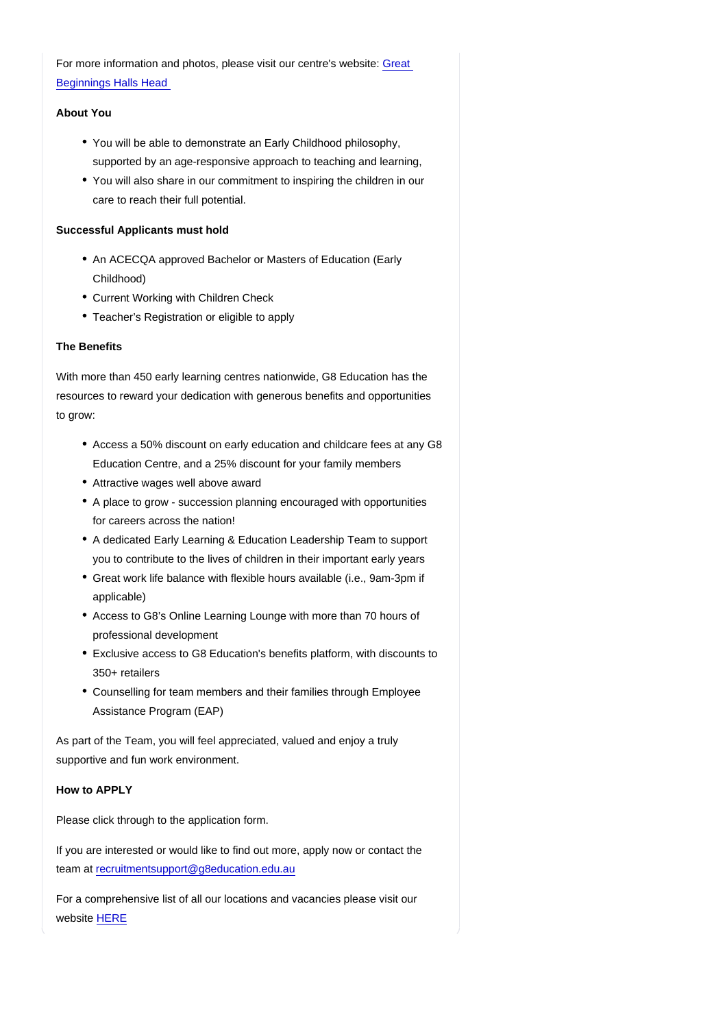For more information and photos, please visit our centre's website: [Great Beginnings Halls Head](#)

**About You**

- You will be able to demonstrate an Early Childhood philosophy, supported by an age-responsive approach to teaching and learning,
- You will also share in our commitment to inspiring the children in our care to reach their full potential.

**Successful Applicants must hold**

- An ACECQA approved Bachelor or Masters of Education (Early Childhood)
- Current Working with Children Check
- Teacher's Registration or eligible to apply

**The Benefits**

With more than 450 early learning centres nationwide, G8 Education has the resources to reward your dedication with generous benefits and opportunities to grow:

- Access a 50% discount on early education and childcare fees at any G8 Education Centre, and a 25% discount for your family members
- Attractive wages well above award
- A place to grow - succession planning encouraged with opportunities for careers across the nation!
- A dedicated Early Learning & Education Leadership Team to support you to contribute to the lives of children in their important early years
- Great work life balance with flexible hours available (i.e., 9am-3pm if applicable)
- Access to G8's Online Learning Lounge with more than 70 hours of professional development
- Exclusive access to G8 Education's benefits platform, with discounts to 350+ retailers
- Counselling for team members and their families through Employee Assistance Program (EAP)

As part of the Team, you will feel appreciated, valued and enjoy a truly supportive and fun work environment.

**How to APPLY**

Please click through to the application form.

If you are interested or would like to find out more, apply now or contact the team at [recruitmentsupport@g8education.edu.au](mailto:recruitmentsupport@g8education.edu.au)

For a comprehensive list of all our locations and vacancies please visit our website [HERE](#)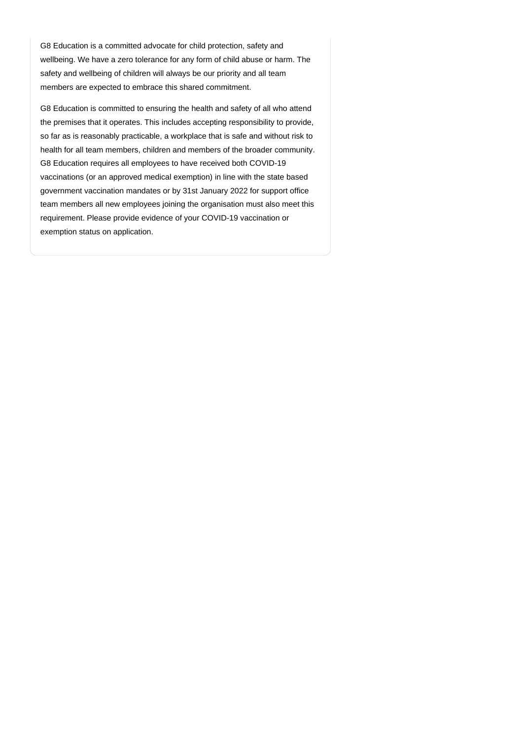G8 Education is a committed advocate for child protection, safety and wellbeing. We have a zero tolerance for any form of child abuse or harm. The safety and wellbeing of children will always be our priority and all team members are expected to embrace this shared commitment.

G8 Education is committed to ensuring the health and safety of all who attend the premises that it operates. This includes accepting responsibility to provide, so far as is reasonably practicable, a workplace that is safe and without risk to health for all team members, children and members of the broader community. G8 Education requires all employees to have received both COVID-19 vaccinations (or an approved medical exemption) in line with the state based government vaccination mandates or by 31st January 2022 for support office team members all new employees joining the organisation must also meet this requirement. Please provide evidence of your COVID-19 vaccination or exemption status on application.